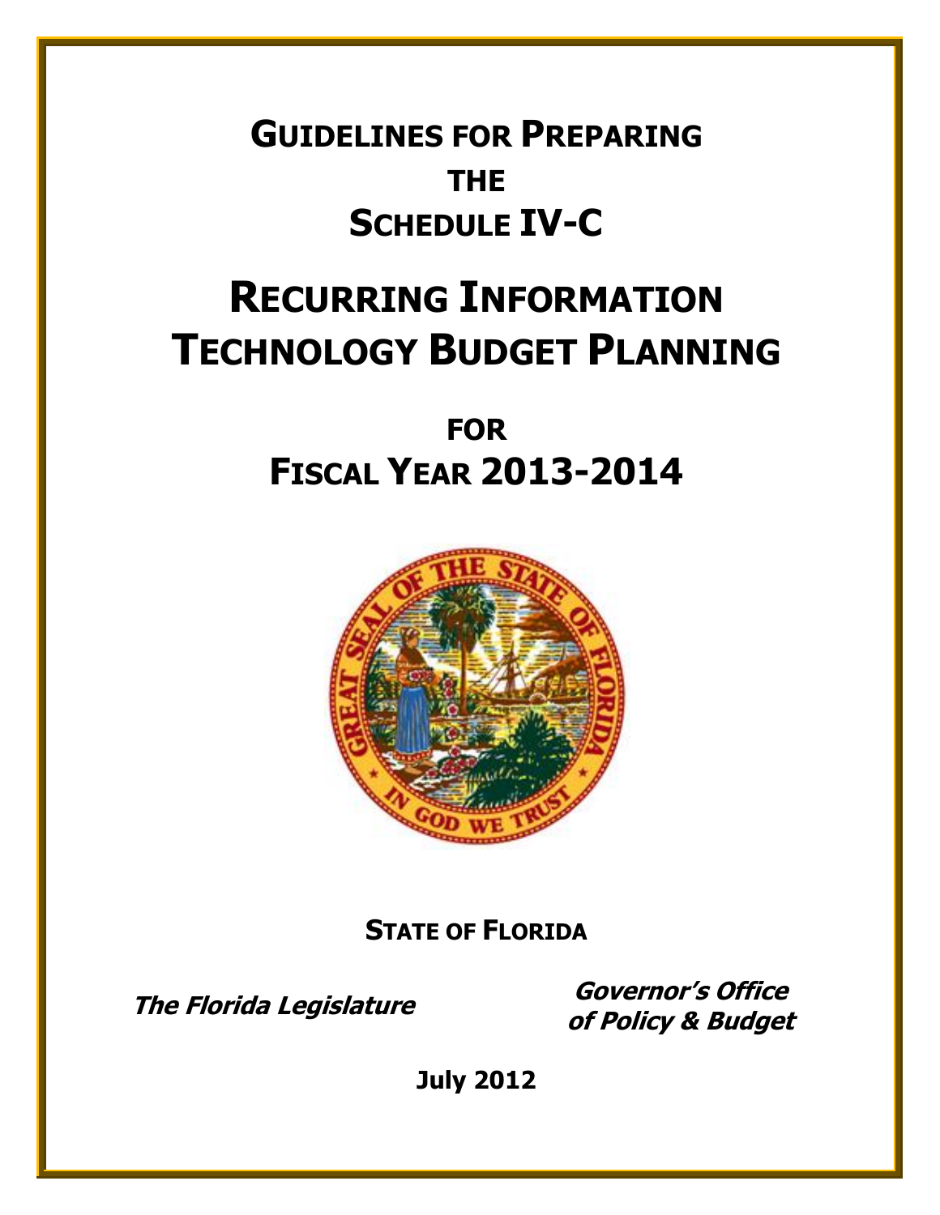# Guidelines for Preparing the Schedule IV-C

# Recurring Information Technology Budget Planning

## for Fiscal Year 2013-2014

**State of Florida**

***The Florida Legislature***

***Governor's Office of Policy & Budget***

**July 2012**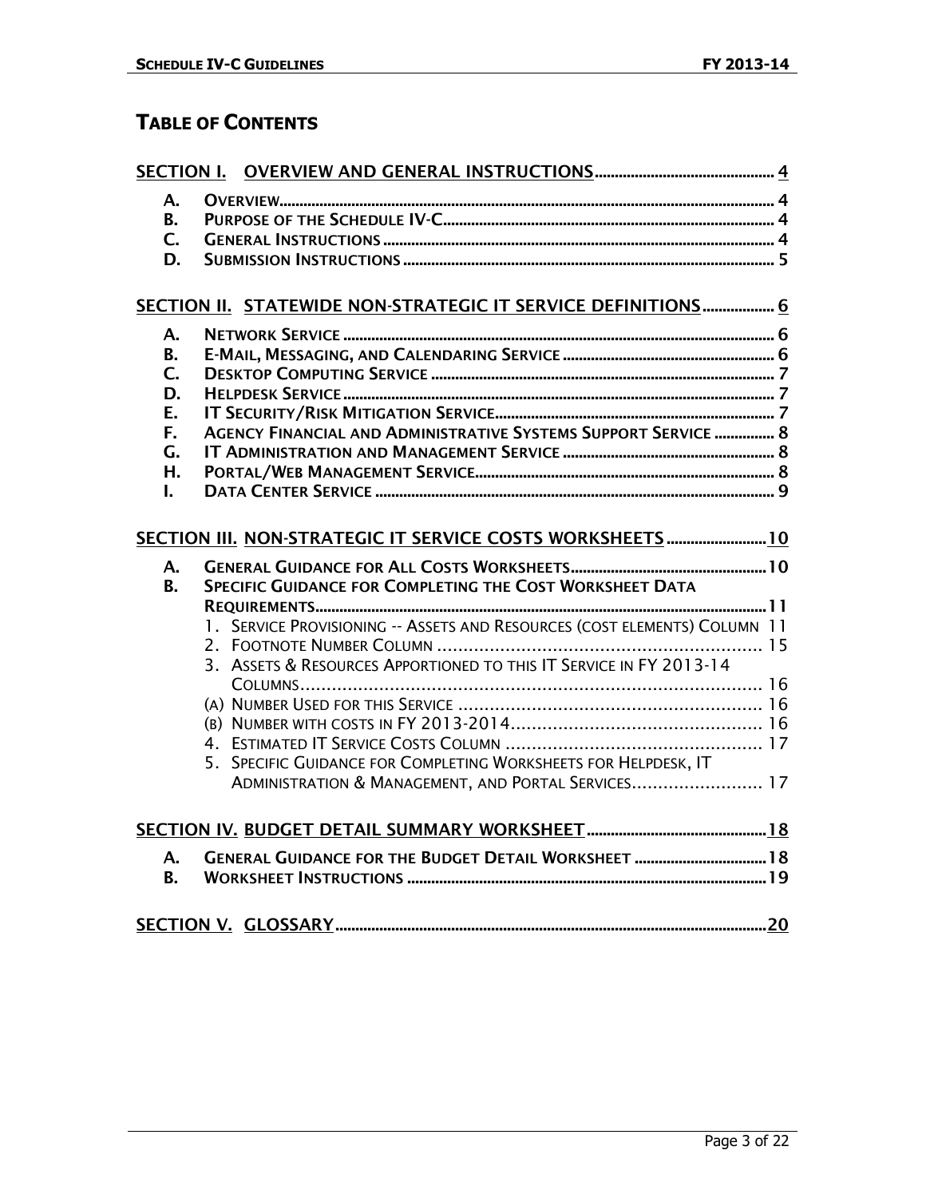## TABLE OF CONTENTS

**SECTION I. OVERVIEW AND GENERAL INSTRUCTIONS** .... 4

- A. OVERVIEW .... 4
- B. PURPOSE OF THE SCHEDULE IV-C .... 4
- C. GENERAL INSTRUCTIONS .... 4
- D. SUBMISSION INSTRUCTIONS .... 5

**SECTION II. STATEWIDE NON-STRATEGIC IT SERVICE DEFINITIONS** .... 6

- A. NETWORK SERVICE .... 6
- B. E-MAIL, MESSAGING, AND CALENDARING SERVICE .... 6
- C. DESKTOP COMPUTING SERVICE .... 7
- D. HELPDESK SERVICE .... 7
- E. IT SECURITY/RISK MITIGATION SERVICE .... 7
- F. AGENCY FINANCIAL AND ADMINISTRATIVE SYSTEMS SUPPORT SERVICE .... 8
- G. IT ADMINISTRATION AND MANAGEMENT SERVICE .... 8
- H. PORTAL/WEB MANAGEMENT SERVICE .... 8
- I. DATA CENTER SERVICE .... 9

**SECTION III. NON-STRATEGIC IT SERVICE COSTS WORKSHEETS** .... 10

- A. GENERAL GUIDANCE FOR ALL COSTS WORKSHEETS .... 10
- B. SPECIFIC GUIDANCE FOR COMPLETING THE COST WORKSHEET DATA REQUIREMENTS .... 11
  1. SERVICE PROVISIONING -- ASSETS AND RESOURCES (COST ELEMENTS) COLUMN .... 11
  2. FOOTNOTE NUMBER COLUMN .... 15
  3. ASSETS & RESOURCES APPORTIONED TO THIS IT SERVICE IN FY 2013-14 COLUMNS .... 16
     - (A) NUMBER USED FOR THIS SERVICE .... 16
     - (B) NUMBER WITH COSTS IN FY 2013-2014 .... 16
  4. ESTIMATED IT SERVICE COSTS COLUMN .... 17
  5. SPECIFIC GUIDANCE FOR COMPLETING WORKSHEETS FOR HELPDESK, IT ADMINISTRATION & MANAGEMENT, AND PORTAL SERVICES .... 17

**SECTION IV. BUDGET DETAIL SUMMARY WORKSHEET** .... 18

- A. GENERAL GUIDANCE FOR THE BUDGET DETAIL WORKSHEET .... 18
- B. WORKSHEET INSTRUCTIONS .... 19

**SECTION V. GLOSSARY** .... 20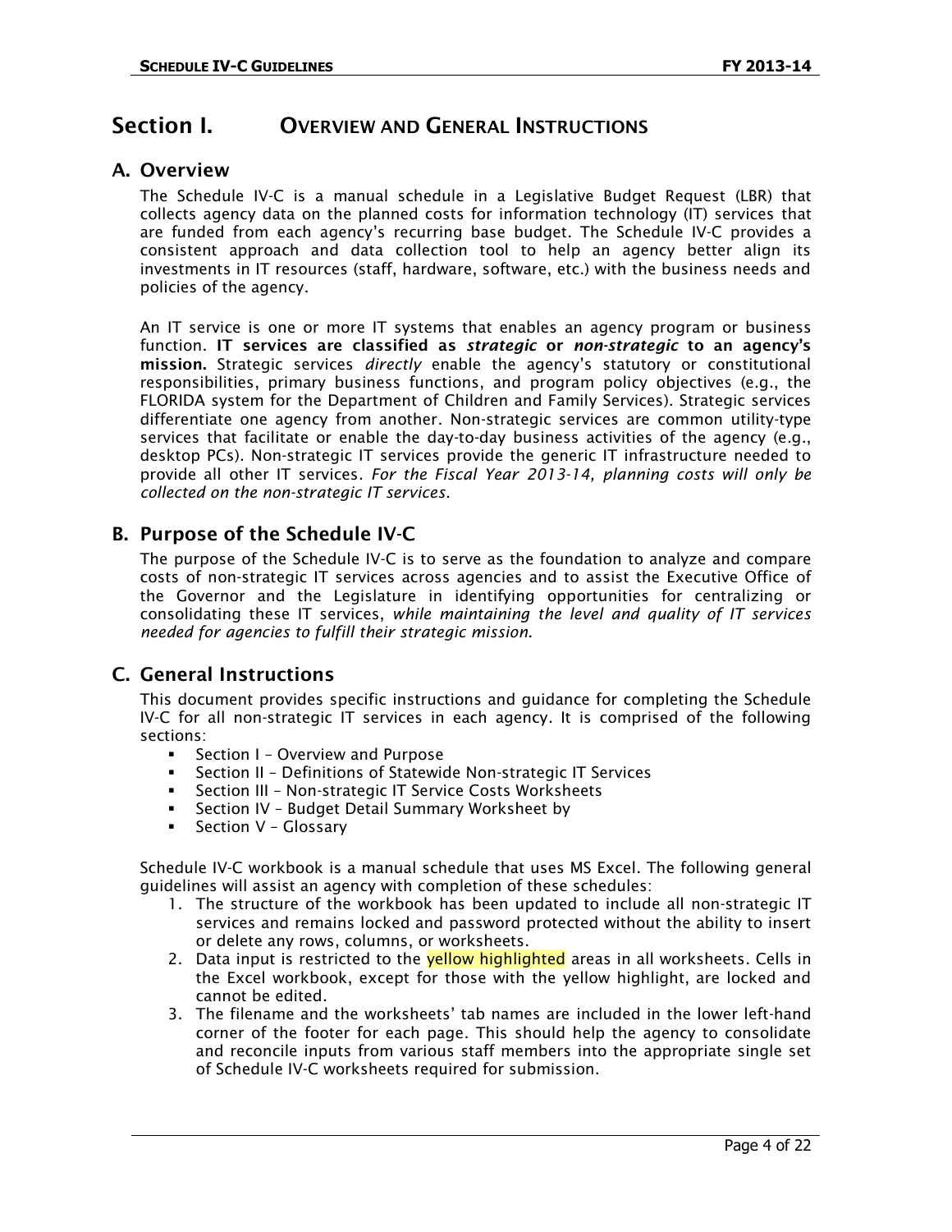# Section I. Overview and General Instructions

## A. Overview

The Schedule IV-C is a manual schedule in a Legislative Budget Request (LBR) that collects agency data on the planned costs for information technology (IT) services that are funded from each agency's recurring base budget. The Schedule IV-C provides a consistent approach and data collection tool to help an agency better align its investments in IT resources (staff, hardware, software, etc.) with the business needs and policies of the agency.

An IT service is one or more IT systems that enables an agency program or business function. **IT services are classified as *strategic* or *non-strategic* to an agency's mission.** Strategic services *directly* enable the agency's statutory or constitutional responsibilities, primary business functions, and program policy objectives (e.g., the FLORIDA system for the Department of Children and Family Services). Strategic services differentiate one agency from another. Non-strategic services are common utility-type services that facilitate or enable the day-to-day business activities of the agency (e.g., desktop PCs). Non-strategic IT services provide the generic IT infrastructure needed to provide all other IT services. *For the Fiscal Year 2013-14, planning costs will only be collected on the non-strategic IT services.*

## B. Purpose of the Schedule IV-C

The purpose of the Schedule IV-C is to serve as the foundation to analyze and compare costs of non-strategic IT services across agencies and to assist the Executive Office of the Governor and the Legislature in identifying opportunities for centralizing or consolidating these IT services, *while maintaining the level and quality of IT services needed for agencies to fulfill their strategic mission.*

## C. General Instructions

This document provides specific instructions and guidance for completing the Schedule IV-C for all non-strategic IT services in each agency. It is comprised of the following sections:

- Section I – Overview and Purpose
- Section II – Definitions of Statewide Non-strategic IT Services
- Section III – Non-strategic IT Service Costs Worksheets
- Section IV – Budget Detail Summary Worksheet by
- Section V – Glossary

Schedule IV-C workbook is a manual schedule that uses MS Excel. The following general guidelines will assist an agency with completion of these schedules:

1. The structure of the workbook has been updated to include all non-strategic IT services and remains locked and password protected without the ability to insert or delete any rows, columns, or worksheets.
2. Data input is restricted to the yellow highlighted areas in all worksheets. Cells in the Excel workbook, except for those with the yellow highlight, are locked and cannot be edited.
3. The filename and the worksheets' tab names are included in the lower left-hand corner of the footer for each page. This should help the agency to consolidate and reconcile inputs from various staff members into the appropriate single set of Schedule IV-C worksheets required for submission.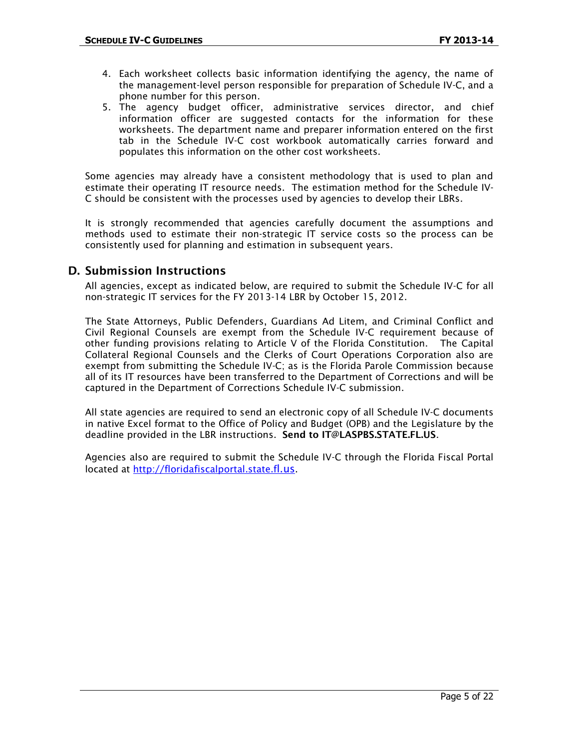4. Each worksheet collects basic information identifying the agency, the name of the management-level person responsible for preparation of Schedule IV-C, and a phone number for this person.
5. The agency budget officer, administrative services director, and chief information officer are suggested contacts for the information for these worksheets. The department name and preparer information entered on the first tab in the Schedule IV-C cost workbook automatically carries forward and populates this information on the other cost worksheets.

Some agencies may already have a consistent methodology that is used to plan and estimate their operating IT resource needs. The estimation method for the Schedule IV-C should be consistent with the processes used by agencies to develop their LBRs.

It is strongly recommended that agencies carefully document the assumptions and methods used to estimate their non-strategic IT service costs so the process can be consistently used for planning and estimation in subsequent years.

## D. Submission Instructions

All agencies, except as indicated below, are required to submit the Schedule IV-C for all non-strategic IT services for the FY 2013-14 LBR by October 15, 2012.

The State Attorneys, Public Defenders, Guardians Ad Litem, and Criminal Conflict and Civil Regional Counsels are exempt from the Schedule IV-C requirement because of other funding provisions relating to Article V of the Florida Constitution. The Capital Collateral Regional Counsels and the Clerks of Court Operations Corporation also are exempt from submitting the Schedule IV-C; as is the Florida Parole Commission because all of its IT resources have been transferred to the Department of Corrections and will be captured in the Department of Corrections Schedule IV-C submission.

All state agencies are required to send an electronic copy of all Schedule IV-C documents in native Excel format to the Office of Policy and Budget (OPB) and the Legislature by the deadline provided in the LBR instructions. **Send to IT@LASPBS.STATE.FL.US**.

Agencies also are required to submit the Schedule IV-C through the Florida Fiscal Portal located at [http://floridafiscalportal.state.fl.us](http://floridafiscalportal.state.fl.us).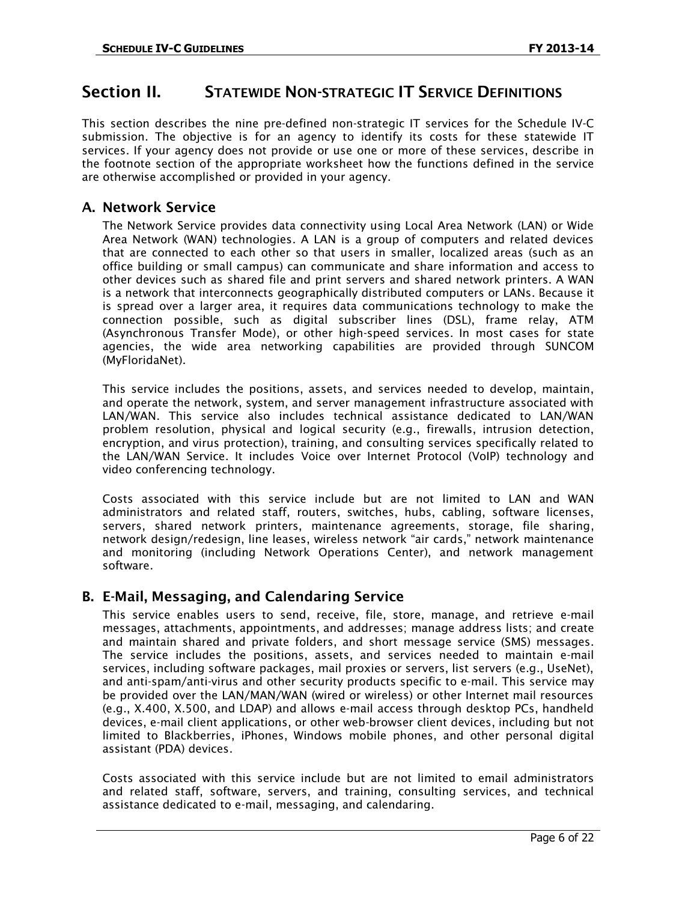# Section II. STATEWIDE NON-STRATEGIC IT SERVICE DEFINITIONS

This section describes the nine pre-defined non-strategic IT services for the Schedule IV-C submission. The objective is for an agency to identify its costs for these statewide IT services. If your agency does not provide or use one or more of these services, describe in the footnote section of the appropriate worksheet how the functions defined in the service are otherwise accomplished or provided in your agency.

## A. Network Service

The Network Service provides data connectivity using Local Area Network (LAN) or Wide Area Network (WAN) technologies. A LAN is a group of computers and related devices that are connected to each other so that users in smaller, localized areas (such as an office building or small campus) can communicate and share information and access to other devices such as shared file and print servers and shared network printers. A WAN is a network that interconnects geographically distributed computers or LANs. Because it is spread over a larger area, it requires data communications technology to make the connection possible, such as digital subscriber lines (DSL), frame relay, ATM (Asynchronous Transfer Mode), or other high-speed services. In most cases for state agencies, the wide area networking capabilities are provided through SUNCOM (MyFloridaNet).

This service includes the positions, assets, and services needed to develop, maintain, and operate the network, system, and server management infrastructure associated with LAN/WAN. This service also includes technical assistance dedicated to LAN/WAN problem resolution, physical and logical security (e.g., firewalls, intrusion detection, encryption, and virus protection), training, and consulting services specifically related to the LAN/WAN Service. It includes Voice over Internet Protocol (VoIP) technology and video conferencing technology.

Costs associated with this service include but are not limited to LAN and WAN administrators and related staff, routers, switches, hubs, cabling, software licenses, servers, shared network printers, maintenance agreements, storage, file sharing, network design/redesign, line leases, wireless network "air cards," network maintenance and monitoring (including Network Operations Center), and network management software.

## B. E-Mail, Messaging, and Calendaring Service

This service enables users to send, receive, file, store, manage, and retrieve e-mail messages, attachments, appointments, and addresses; manage address lists; and create and maintain shared and private folders, and short message service (SMS) messages. The service includes the positions, assets, and services needed to maintain e-mail services, including software packages, mail proxies or servers, list servers (e.g., UseNet), and anti-spam/anti-virus and other security products specific to e-mail. This service may be provided over the LAN/MAN/WAN (wired or wireless) or other Internet mail resources (e.g., X.400, X.500, and LDAP) and allows e-mail access through desktop PCs, handheld devices, e-mail client applications, or other web-browser client devices, including but not limited to Blackberries, iPhones, Windows mobile phones, and other personal digital assistant (PDA) devices.

Costs associated with this service include but are not limited to email administrators and related staff, software, servers, and training, consulting services, and technical assistance dedicated to e-mail, messaging, and calendaring.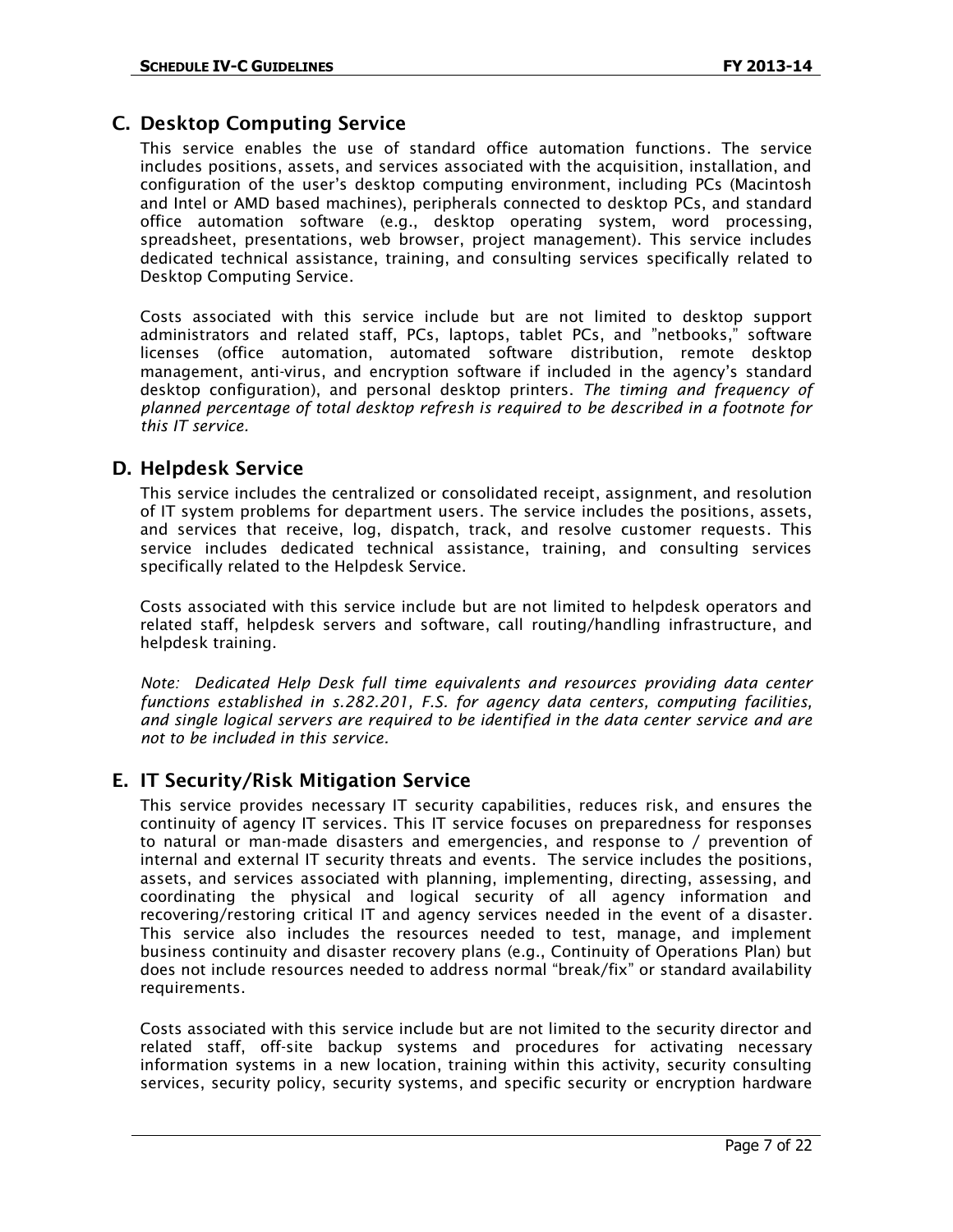## C. Desktop Computing Service

This service enables the use of standard office automation functions. The service includes positions, assets, and services associated with the acquisition, installation, and configuration of the user's desktop computing environment, including PCs (Macintosh and Intel or AMD based machines), peripherals connected to desktop PCs, and standard office automation software (e.g., desktop operating system, word processing, spreadsheet, presentations, web browser, project management). This service includes dedicated technical assistance, training, and consulting services specifically related to Desktop Computing Service.

Costs associated with this service include but are not limited to desktop support administrators and related staff, PCs, laptops, tablet PCs, and "netbooks," software licenses (office automation, automated software distribution, remote desktop management, anti-virus, and encryption software if included in the agency's standard desktop configuration), and personal desktop printers. *The timing and frequency of planned percentage of total desktop refresh is required to be described in a footnote for this IT service.*

## D. Helpdesk Service

This service includes the centralized or consolidated receipt, assignment, and resolution of IT system problems for department users. The service includes the positions, assets, and services that receive, log, dispatch, track, and resolve customer requests. This service includes dedicated technical assistance, training, and consulting services specifically related to the Helpdesk Service.

Costs associated with this service include but are not limited to helpdesk operators and related staff, helpdesk servers and software, call routing/handling infrastructure, and helpdesk training.

*Note: Dedicated Help Desk full time equivalents and resources providing data center functions established in s.282.201, F.S. for agency data centers, computing facilities, and single logical servers are required to be identified in the data center service and are not to be included in this service.*

## E. IT Security/Risk Mitigation Service

This service provides necessary IT security capabilities, reduces risk, and ensures the continuity of agency IT services. This IT service focuses on preparedness for responses to natural or man-made disasters and emergencies, and response to / prevention of internal and external IT security threats and events. The service includes the positions, assets, and services associated with planning, implementing, directing, assessing, and coordinating the physical and logical security of all agency information and recovering/restoring critical IT and agency services needed in the event of a disaster. This service also includes the resources needed to test, manage, and implement business continuity and disaster recovery plans (e.g., Continuity of Operations Plan) but does not include resources needed to address normal "break/fix" or standard availability requirements.

Costs associated with this service include but are not limited to the security director and related staff, off-site backup systems and procedures for activating necessary information systems in a new location, training within this activity, security consulting services, security policy, security systems, and specific security or encryption hardware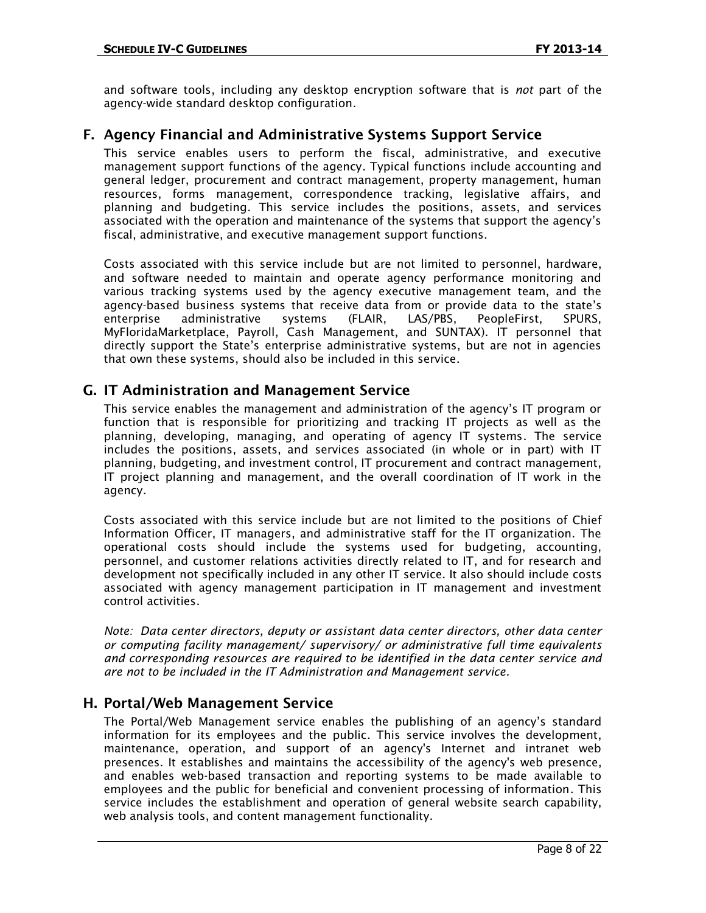and software tools, including any desktop encryption software that is *not* part of the agency-wide standard desktop configuration.

## F. Agency Financial and Administrative Systems Support Service

This service enables users to perform the fiscal, administrative, and executive management support functions of the agency. Typical functions include accounting and general ledger, procurement and contract management, property management, human resources, forms management, correspondence tracking, legislative affairs, and planning and budgeting. This service includes the positions, assets, and services associated with the operation and maintenance of the systems that support the agency's fiscal, administrative, and executive management support functions.

Costs associated with this service include but are not limited to personnel, hardware, and software needed to maintain and operate agency performance monitoring and various tracking systems used by the agency executive management team, and the agency-based business systems that receive data from or provide data to the state's enterprise administrative systems (FLAIR, LAS/PBS, PeopleFirst, SPURS, MyFloridaMarketplace, Payroll, Cash Management, and SUNTAX). IT personnel that directly support the State's enterprise administrative systems, but are not in agencies that own these systems, should also be included in this service.

## G. IT Administration and Management Service

This service enables the management and administration of the agency's IT program or function that is responsible for prioritizing and tracking IT projects as well as the planning, developing, managing, and operating of agency IT systems. The service includes the positions, assets, and services associated (in whole or in part) with IT planning, budgeting, and investment control, IT procurement and contract management, IT project planning and management, and the overall coordination of IT work in the agency.

Costs associated with this service include but are not limited to the positions of Chief Information Officer, IT managers, and administrative staff for the IT organization. The operational costs should include the systems used for budgeting, accounting, personnel, and customer relations activities directly related to IT, and for research and development not specifically included in any other IT service. It also should include costs associated with agency management participation in IT management and investment control activities.

*Note: Data center directors, deputy or assistant data center directors, other data center or computing facility management/ supervisory/ or administrative full time equivalents and corresponding resources are required to be identified in the data center service and are not to be included in the IT Administration and Management service.*

## H. Portal/Web Management Service

The Portal/Web Management service enables the publishing of an agency's standard information for its employees and the public. This service involves the development, maintenance, operation, and support of an agency's Internet and intranet web presences. It establishes and maintains the accessibility of the agency's web presence, and enables web-based transaction and reporting systems to be made available to employees and the public for beneficial and convenient processing of information. This service includes the establishment and operation of general website search capability, web analysis tools, and content management functionality.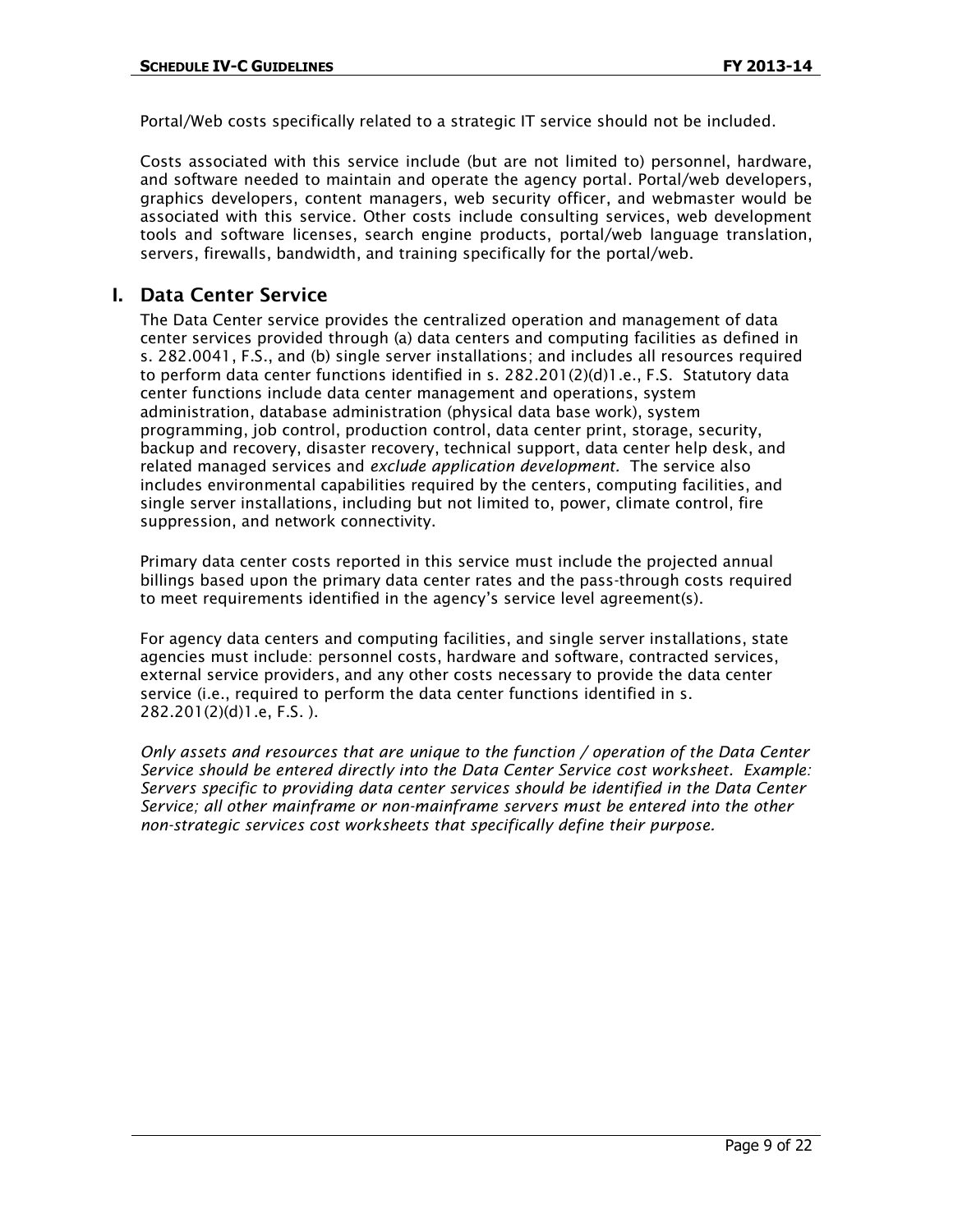Portal/Web costs specifically related to a strategic IT service should not be included.

Costs associated with this service include (but are not limited to) personnel, hardware, and software needed to maintain and operate the agency portal. Portal/web developers, graphics developers, content managers, web security officer, and webmaster would be associated with this service. Other costs include consulting services, web development tools and software licenses, search engine products, portal/web language translation, servers, firewalls, bandwidth, and training specifically for the portal/web.

## I. Data Center Service

The Data Center service provides the centralized operation and management of data center services provided through (a) data centers and computing facilities as defined in s. 282.0041, F.S., and (b) single server installations; and includes all resources required to perform data center functions identified in s. 282.201(2)(d)1.e., F.S. Statutory data center functions include data center management and operations, system administration, database administration (physical data base work), system programming, job control, production control, data center print, storage, security, backup and recovery, disaster recovery, technical support, data center help desk, and related managed services and *exclude application development.* The service also includes environmental capabilities required by the centers, computing facilities, and single server installations, including but not limited to, power, climate control, fire suppression, and network connectivity.

Primary data center costs reported in this service must include the projected annual billings based upon the primary data center rates and the pass-through costs required to meet requirements identified in the agency's service level agreement(s).

For agency data centers and computing facilities, and single server installations, state agencies must include: personnel costs, hardware and software, contracted services, external service providers, and any other costs necessary to provide the data center service (i.e., required to perform the data center functions identified in s. 282.201(2)(d)1.e, F.S. ).

*Only assets and resources that are unique to the function / operation of the Data Center Service should be entered directly into the Data Center Service cost worksheet. Example: Servers specific to providing data center services should be identified in the Data Center Service; all other mainframe or non-mainframe servers must be entered into the other non-strategic services cost worksheets that specifically define their purpose.*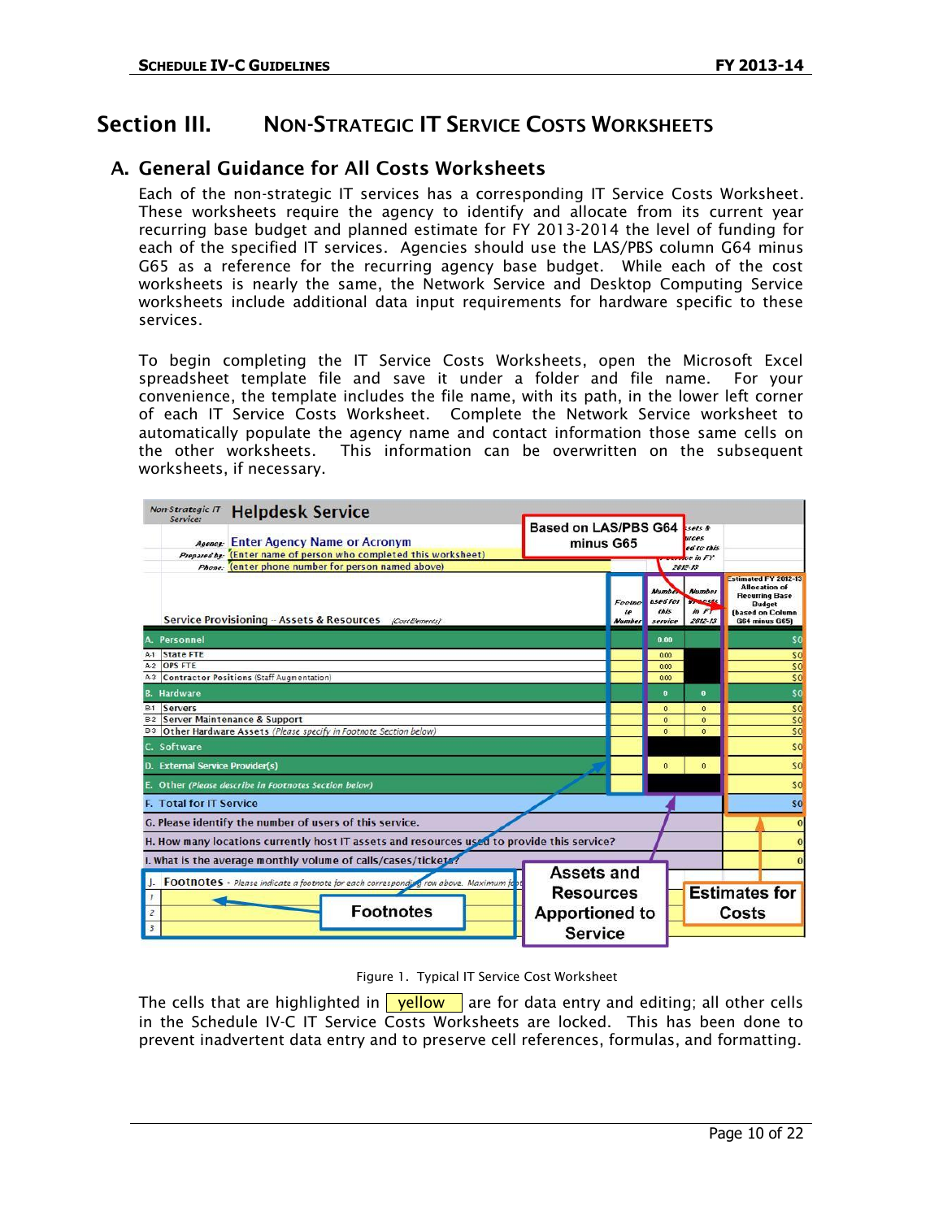# Section III. Non-Strategic IT Service Costs Worksheets

## A. General Guidance for All Costs Worksheets

Each of the non-strategic IT services has a corresponding IT Service Costs Worksheet. These worksheets require the agency to identify and allocate from its current year recurring base budget and planned estimate for FY 2013-2014 the level of funding for each of the specified IT services. Agencies should use the LAS/PBS column G64 minus G65 as a reference for the recurring agency base budget. While each of the cost worksheets is nearly the same, the Network Service and Desktop Computing Service worksheets include additional data input requirements for hardware specific to these services.

To begin completing the IT Service Costs Worksheets, open the Microsoft Excel spreadsheet template file and save it under a folder and file name. For your convenience, the template includes the file name, with its path, in the lower left corner of each IT Service Costs Worksheet. Complete the Network Service worksheet to automatically populate the agency name and contact information those same cells on the other worksheets. This information can be overwritten on the subsequent worksheets, if necessary.

| Non-Strategic IT Service: Helpdesk Service | Footnote Number | Number used for this service | Number of assets in FY 2012-13 | Estimated FY 2012-13 Allocation of Recurring Base Budget (based on Column G64 minus G65) |
|---|---|---|---|---|
| Agency: Enter Agency Name or Acronym | | | | |
| Prepared by: (Enter name of person who completed this worksheet) | | | | |
| Phone: (enter phone number for person named above) | | | | |
| Service Provisioning – Assets & Resources (Cost Elements) | | | | |
| A. Personnel | | 0.00 | | $0 |
| A-1 State FTE | | 0.00 | | $0 |
| A-2 OPS FTE | | 0.00 | | $0 |
| A-3 Contractor Positions (Staff Augmentation) | | 0.00 | | $0 |
| B. Hardware | | 0 | 0 | $0 |
| B-1 Servers | | 0 | 0 | $0 |
| B-2 Server Maintenance & Support | | 0 | 0 | $0 |
| B-3 Other Hardware Assets (Please specify in Footnote Section below) | | 0 | 0 | $0 |
| C. Software | | | | $0 |
| D. External Service Provider(s) | | 0 | 0 | $0 |
| E. Other (Please describe in Footnotes Section below) | | | | $0 |
| F. Total for IT Service | | | | $0 |
| G. Please identify the number of users of this service. | | | | 0 |
| H. How many locations currently host IT assets and resources used to provide this service? | | | | 0 |
| I. What is the average monthly volume of calls/cases/tickets? | | | | 0 |
| J. Footnotes - Please indicate a footnote for each corresponding row above. | | | | |
| 1 | | | | |
| 2 | | | | |
| 3 | | | | |

Callouts: Based on LAS/PBS G64 minus G65; Footnotes; Assets and Resources Apportioned to Service; Estimates for Costs

Figure 1. Typical IT Service Cost Worksheet

The cells that are highlighted in yellow are for data entry and editing; all other cells in the Schedule IV-C IT Service Costs Worksheets are locked. This has been done to prevent inadvertent data entry and to preserve cell references, formulas, and formatting.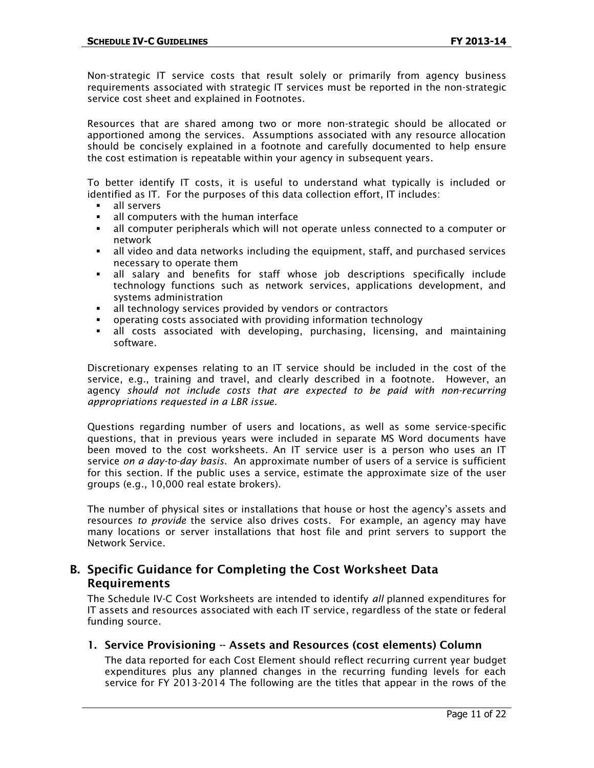Non-strategic IT service costs that result solely or primarily from agency business requirements associated with strategic IT services must be reported in the non-strategic service cost sheet and explained in Footnotes.

Resources that are shared among two or more non-strategic should be allocated or apportioned among the services. Assumptions associated with any resource allocation should be concisely explained in a footnote and carefully documented to help ensure the cost estimation is repeatable within your agency in subsequent years.

To better identify IT costs, it is useful to understand what typically is included or identified as IT. For the purposes of this data collection effort, IT includes:

- all servers
- all computers with the human interface
- all computer peripherals which will not operate unless connected to a computer or network
- all video and data networks including the equipment, staff, and purchased services necessary to operate them
- all salary and benefits for staff whose job descriptions specifically include technology functions such as network services, applications development, and systems administration
- all technology services provided by vendors or contractors
- operating costs associated with providing information technology
- all costs associated with developing, purchasing, licensing, and maintaining software.

Discretionary expenses relating to an IT service should be included in the cost of the service, e.g., training and travel, and clearly described in a footnote. However, an agency *should not include costs that are expected to be paid with non-recurring appropriations requested in a LBR issue.*

Questions regarding number of users and locations, as well as some service-specific questions, that in previous years were included in separate MS Word documents have been moved to the cost worksheets. An IT service user is a person who uses an IT service *on a day-to-day basis*. An approximate number of users of a service is sufficient for this section. If the public uses a service, estimate the approximate size of the user groups (e.g., 10,000 real estate brokers).

The number of physical sites or installations that house or host the agency's assets and resources *to provide* the service also drives costs. For example, an agency may have many locations or server installations that host file and print servers to support the Network Service.

## B. Specific Guidance for Completing the Cost Worksheet Data Requirements

The Schedule IV-C Cost Worksheets are intended to identify *all* planned expenditures for IT assets and resources associated with each IT service, regardless of the state or federal funding source.

### 1. Service Provisioning -- Assets and Resources (cost elements) Column

The data reported for each Cost Element should reflect recurring current year budget expenditures plus any planned changes in the recurring funding levels for each service for FY 2013-2014 The following are the titles that appear in the rows of the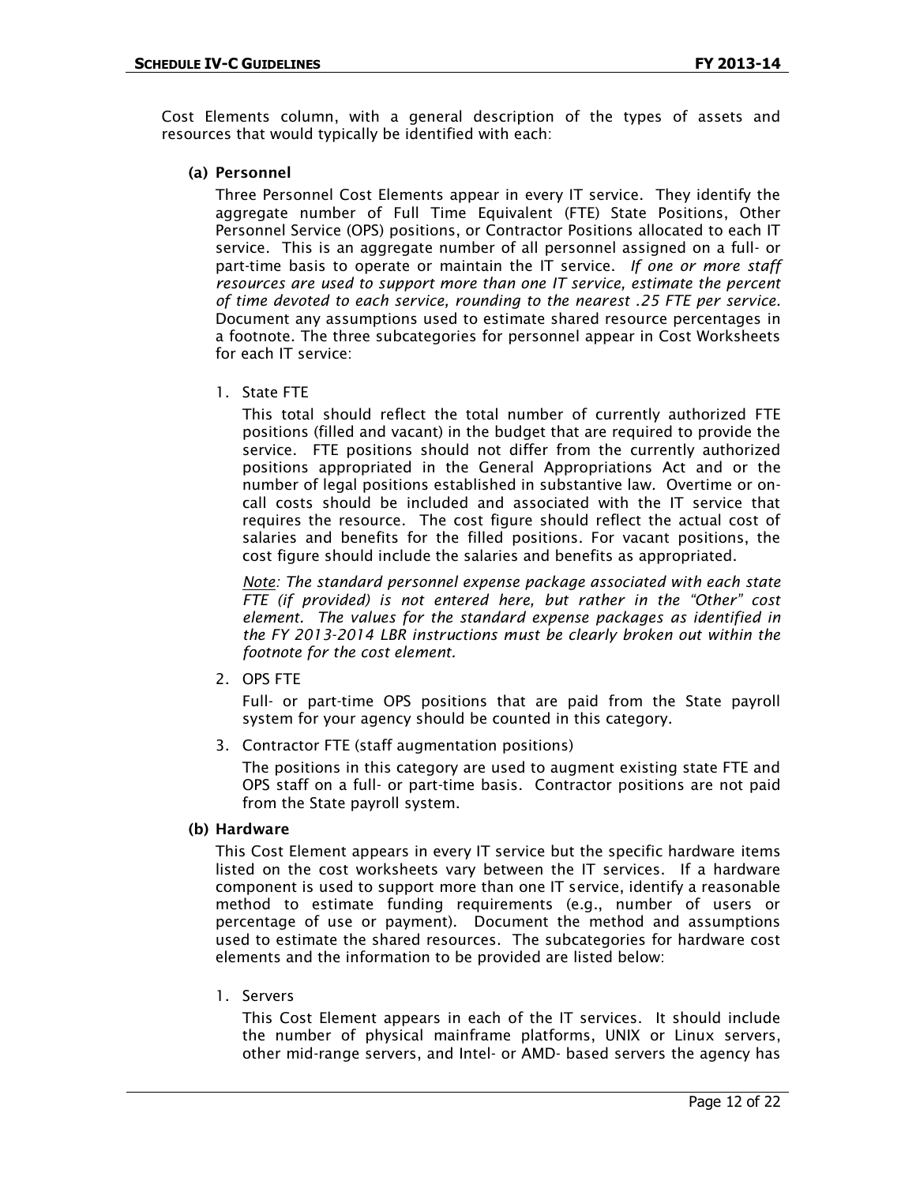Cost Elements column, with a general description of the types of assets and resources that would typically be identified with each:

**(a) Personnel**

Three Personnel Cost Elements appear in every IT service. They identify the aggregate number of Full Time Equivalent (FTE) State Positions, Other Personnel Service (OPS) positions, or Contractor Positions allocated to each IT service. This is an aggregate number of all personnel assigned on a full- or part-time basis to operate or maintain the IT service. *If one or more staff resources are used to support more than one IT service, estimate the percent of time devoted to each service, rounding to the nearest .25 FTE per service.* Document any assumptions used to estimate shared resource percentages in a footnote. The three subcategories for personnel appear in Cost Worksheets for each IT service:

1. State FTE

   This total should reflect the total number of currently authorized FTE positions (filled and vacant) in the budget that are required to provide the service. FTE positions should not differ from the currently authorized positions appropriated in the General Appropriations Act and or the number of legal positions established in substantive law. Overtime or on-call costs should be included and associated with the IT service that requires the resource. The cost figure should reflect the actual cost of salaries and benefits for the filled positions. For vacant positions, the cost figure should include the salaries and benefits as appropriated.

   *<u>Note</u>: The standard personnel expense package associated with each state FTE (if provided) is not entered here, but rather in the "Other" cost element. The values for the standard expense packages as identified in the FY 2013-2014 LBR instructions must be clearly broken out within the footnote for the cost element.*

2. OPS FTE

   Full- or part-time OPS positions that are paid from the State payroll system for your agency should be counted in this category.

3. Contractor FTE (staff augmentation positions)

   The positions in this category are used to augment existing state FTE and OPS staff on a full- or part-time basis. Contractor positions are not paid from the State payroll system.

**(b) Hardware**

This Cost Element appears in every IT service but the specific hardware items listed on the cost worksheets vary between the IT services. If a hardware component is used to support more than one IT service, identify a reasonable method to estimate funding requirements (e.g., number of users or percentage of use or payment). Document the method and assumptions used to estimate the shared resources. The subcategories for hardware cost elements and the information to be provided are listed below:

1. Servers

   This Cost Element appears in each of the IT services. It should include the number of physical mainframe platforms, UNIX or Linux servers, other mid-range servers, and Intel- or AMD- based servers the agency has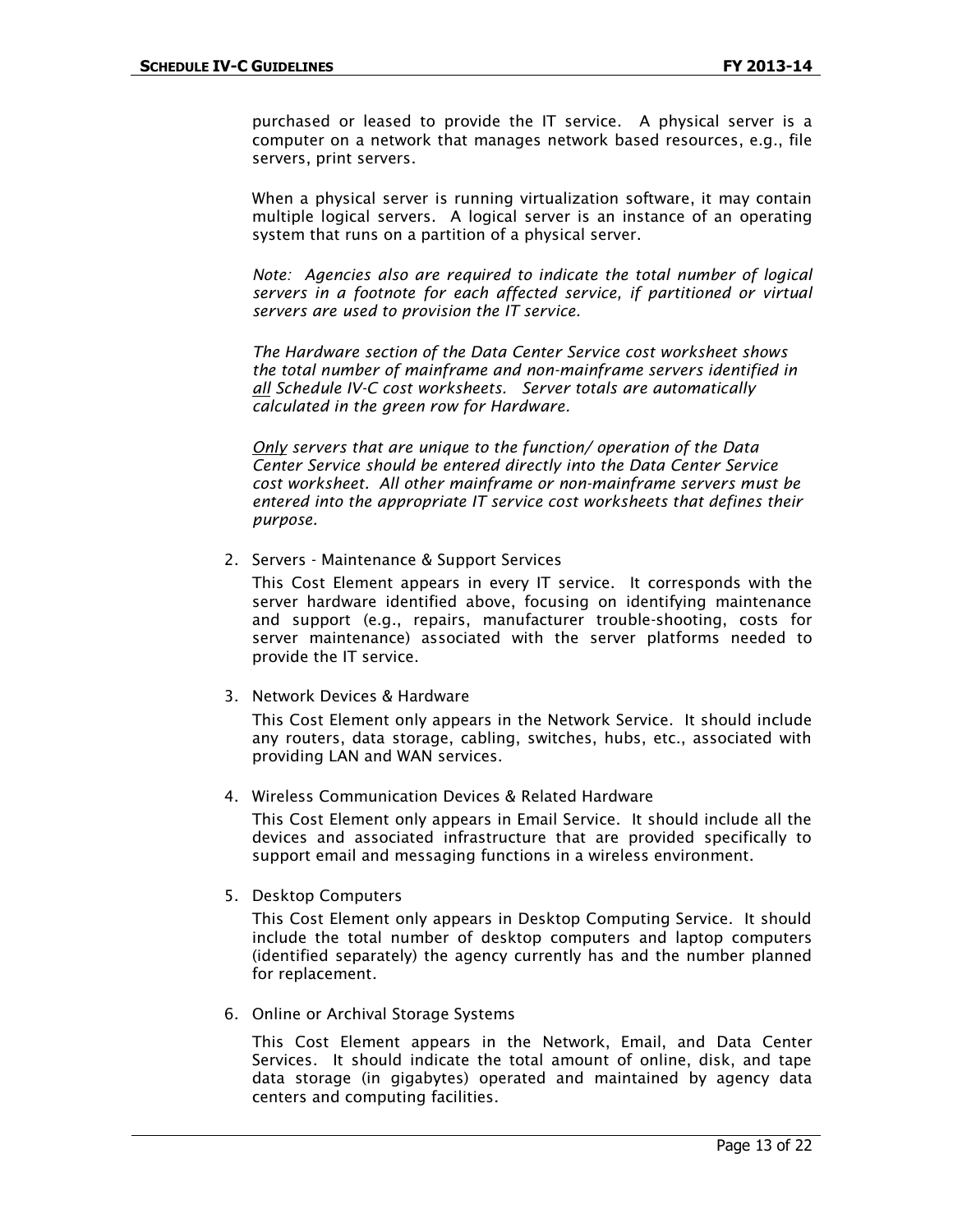purchased or leased to provide the IT service. A physical server is a computer on a network that manages network based resources, e.g., file servers, print servers.

When a physical server is running virtualization software, it may contain multiple logical servers. A logical server is an instance of an operating system that runs on a partition of a physical server.

*Note: Agencies also are required to indicate the total number of logical servers in a footnote for each affected service, if partitioned or virtual servers are used to provision the IT service.*

*The Hardware section of the Data Center Service cost worksheet shows the total number of mainframe and non-mainframe servers identified in <u>all</u> Schedule IV-C cost worksheets. Server totals are automatically calculated in the green row for Hardware.*

*<u>Only</u> servers that are unique to the function/ operation of the Data Center Service should be entered directly into the Data Center Service cost worksheet. All other mainframe or non-mainframe servers must be entered into the appropriate IT service cost worksheets that defines their purpose.*

2. Servers - Maintenance & Support Services

   This Cost Element appears in every IT service. It corresponds with the server hardware identified above, focusing on identifying maintenance and support (e.g., repairs, manufacturer trouble-shooting, costs for server maintenance) associated with the server platforms needed to provide the IT service.

3. Network Devices & Hardware

   This Cost Element only appears in the Network Service. It should include any routers, data storage, cabling, switches, hubs, etc., associated with providing LAN and WAN services.

4. Wireless Communication Devices & Related Hardware

   This Cost Element only appears in Email Service. It should include all the devices and associated infrastructure that are provided specifically to support email and messaging functions in a wireless environment.

5. Desktop Computers

   This Cost Element only appears in Desktop Computing Service. It should include the total number of desktop computers and laptop computers (identified separately) the agency currently has and the number planned for replacement.

6. Online or Archival Storage Systems

   This Cost Element appears in the Network, Email, and Data Center Services. It should indicate the total amount of online, disk, and tape data storage (in gigabytes) operated and maintained by agency data centers and computing facilities.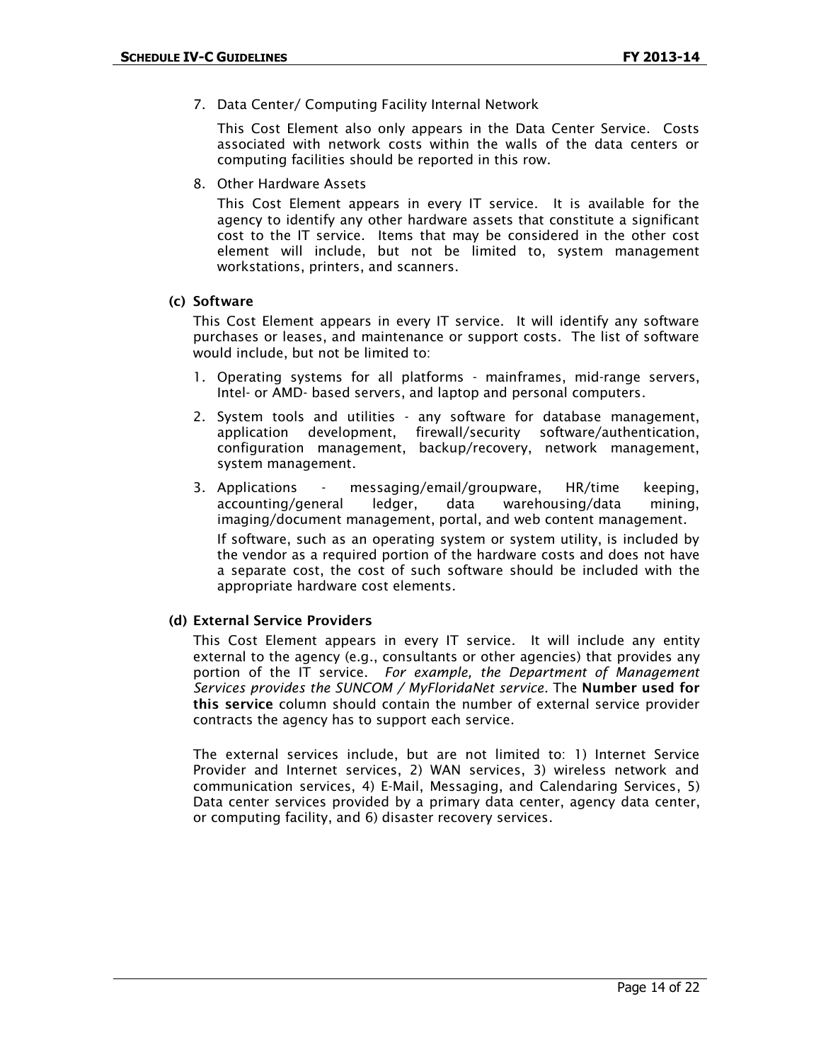7. Data Center/ Computing Facility Internal Network

   This Cost Element also only appears in the Data Center Service. Costs associated with network costs within the walls of the data centers or computing facilities should be reported in this row.

8. Other Hardware Assets

   This Cost Element appears in every IT service. It is available for the agency to identify any other hardware assets that constitute a significant cost to the IT service. Items that may be considered in the other cost element will include, but not be limited to, system management workstations, printers, and scanners.

**(c) Software**

This Cost Element appears in every IT service. It will identify any software purchases or leases, and maintenance or support costs. The list of software would include, but not be limited to:

1. Operating systems for all platforms - mainframes, mid-range servers, Intel- or AMD- based servers, and laptop and personal computers.
2. System tools and utilities - any software for database management, application development, firewall/security software/authentication, configuration management, backup/recovery, network management, system management.
3. Applications - messaging/email/groupware, HR/time keeping, accounting/general ledger, data warehousing/data mining, imaging/document management, portal, and web content management.

   If software, such as an operating system or system utility, is included by the vendor as a required portion of the hardware costs and does not have a separate cost, the cost of such software should be included with the appropriate hardware cost elements.

**(d) External Service Providers**

This Cost Element appears in every IT service. It will include any entity external to the agency (e.g., consultants or other agencies) that provides any portion of the IT service. *For example, the Department of Management Services provides the SUNCOM / MyFloridaNet service.* The **Number used for this service** column should contain the number of external service provider contracts the agency has to support each service.

The external services include, but are not limited to: 1) Internet Service Provider and Internet services, 2) WAN services, 3) wireless network and communication services, 4) E-Mail, Messaging, and Calendaring Services, 5) Data center services provided by a primary data center, agency data center, or computing facility, and 6) disaster recovery services.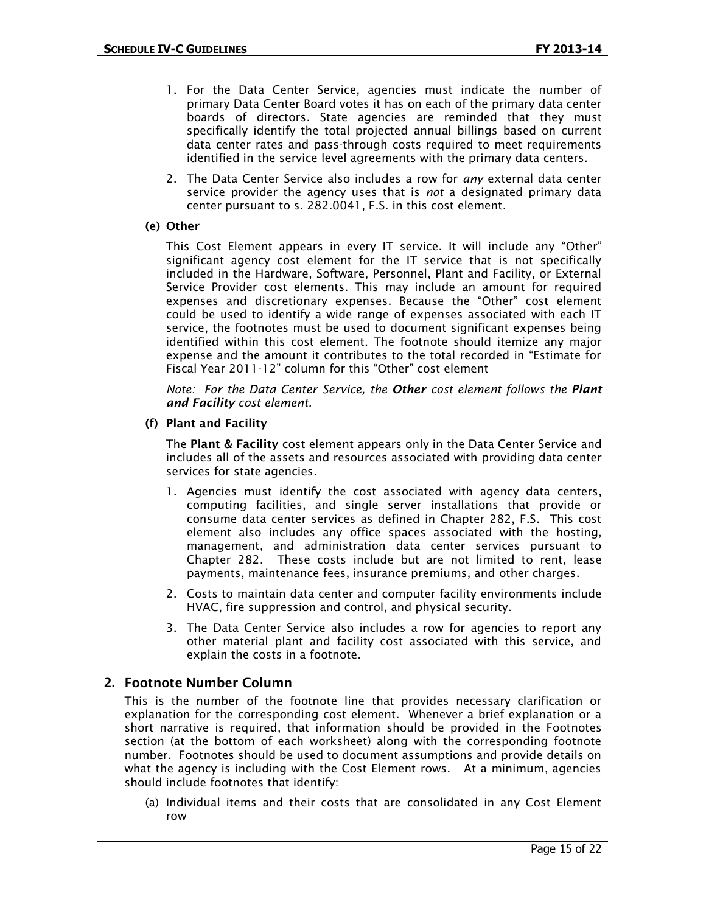1. For the Data Center Service, agencies must indicate the number of primary Data Center Board votes it has on each of the primary data center boards of directors. State agencies are reminded that they must specifically identify the total projected annual billings based on current data center rates and pass-through costs required to meet requirements identified in the service level agreements with the primary data centers.

2. The Data Center Service also includes a row for *any* external data center service provider the agency uses that is *not* a designated primary data center pursuant to s. 282.0041, F.S. in this cost element.

**(e) Other**

This Cost Element appears in every IT service. It will include any "Other" significant agency cost element for the IT service that is not specifically included in the Hardware, Software, Personnel, Plant and Facility, or External Service Provider cost elements. This may include an amount for required expenses and discretionary expenses. Because the "Other" cost element could be used to identify a wide range of expenses associated with each IT service, the footnotes must be used to document significant expenses being identified within this cost element. The footnote should itemize any major expense and the amount it contributes to the total recorded in "Estimate for Fiscal Year 2011-12" column for this "Other" cost element

*Note: For the Data Center Service, the* ***Other*** *cost element follows the* ***Plant and Facility*** *cost element.*

**(f) Plant and Facility**

The **Plant & Facility** cost element appears only in the Data Center Service and includes all of the assets and resources associated with providing data center services for state agencies.

1. Agencies must identify the cost associated with agency data centers, computing facilities, and single server installations that provide or consume data center services as defined in Chapter 282, F.S. This cost element also includes any office spaces associated with the hosting, management, and administration data center services pursuant to Chapter 282. These costs include but are not limited to rent, lease payments, maintenance fees, insurance premiums, and other charges.

2. Costs to maintain data center and computer facility environments include HVAC, fire suppression and control, and physical security.

3. The Data Center Service also includes a row for agencies to report any other material plant and facility cost associated with this service, and explain the costs in a footnote.

## 2. Footnote Number Column

This is the number of the footnote line that provides necessary clarification or explanation for the corresponding cost element. Whenever a brief explanation or a short narrative is required, that information should be provided in the Footnotes section (at the bottom of each worksheet) along with the corresponding footnote number. Footnotes should be used to document assumptions and provide details on what the agency is including with the Cost Element rows. At a minimum, agencies should include footnotes that identify:

(a) Individual items and their costs that are consolidated in any Cost Element row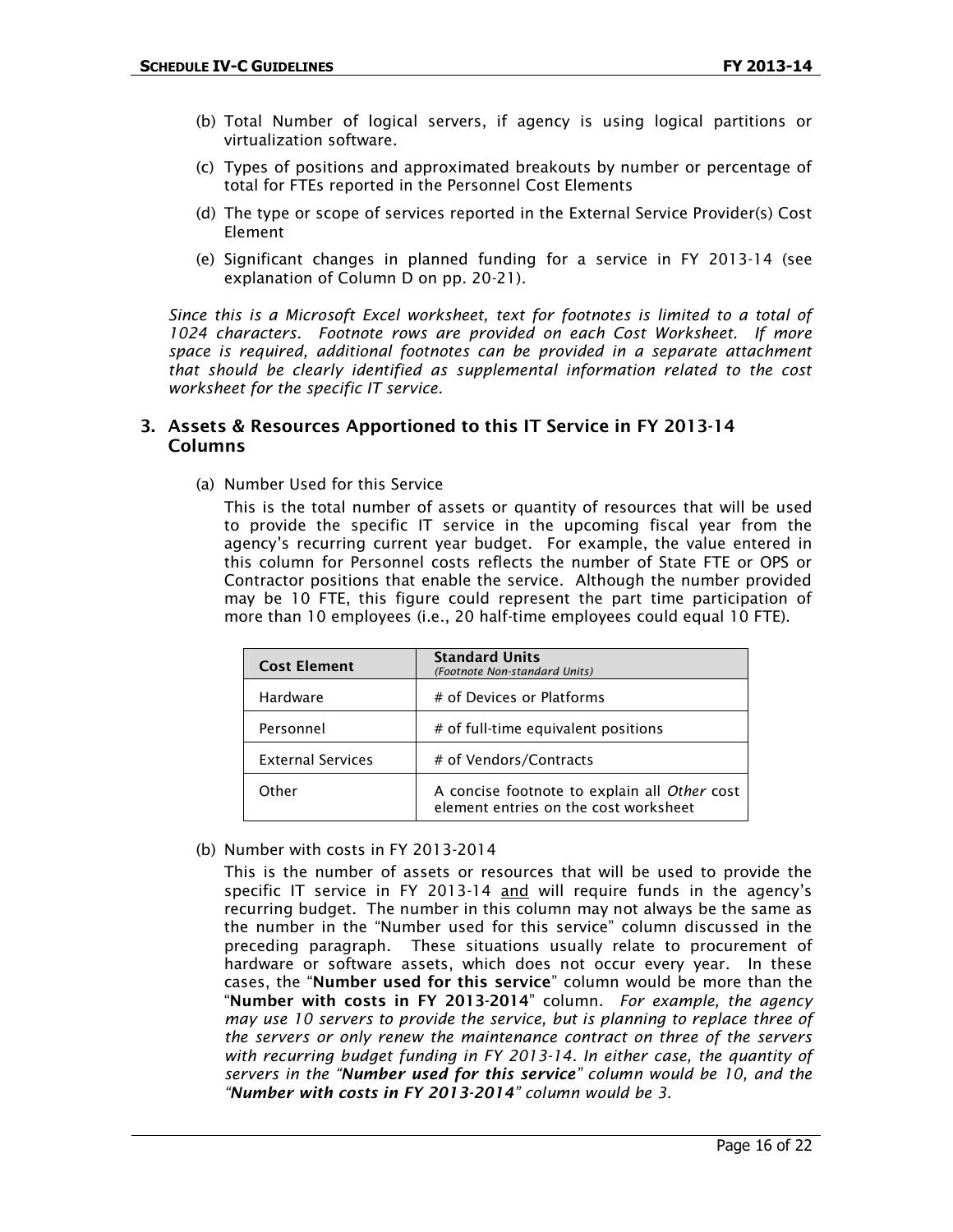(b) Total Number of logical servers, if agency is using logical partitions or virtualization software.

(c) Types of positions and approximated breakouts by number or percentage of total for FTEs reported in the Personnel Cost Elements

(d) The type or scope of services reported in the External Service Provider(s) Cost Element

(e) Significant changes in planned funding for a service in FY 2013-14 (see explanation of Column D on pp. 20-21).

*Since this is a Microsoft Excel worksheet, text for footnotes is limited to a total of 1024 characters. Footnote rows are provided on each Cost Worksheet. If more space is required, additional footnotes can be provided in a separate attachment that should be clearly identified as supplemental information related to the cost worksheet for the specific IT service.*

## 3. Assets & Resources Apportioned to this IT Service in FY 2013-14 Columns

(a) Number Used for this Service

This is the total number of assets or quantity of resources that will be used to provide the specific IT service in the upcoming fiscal year from the agency's recurring current year budget. For example, the value entered in this column for Personnel costs reflects the number of State FTE or OPS or Contractor positions that enable the service. Although the number provided may be 10 FTE, this figure could represent the part time participation of more than 10 employees (i.e., 20 half-time employees could equal 10 FTE).

| Cost Element | Standard Units *(Footnote Non-standard Units)* |
|---|---|
| Hardware | # of Devices or Platforms |
| Personnel | # of full-time equivalent positions |
| External Services | # of Vendors/Contracts |
| Other | A concise footnote to explain all *Other* cost element entries on the cost worksheet |

(b) Number with costs in FY 2013-2014

This is the number of assets or resources that will be used to provide the specific IT service in FY 2013-14 and will require funds in the agency's recurring budget. The number in this column may not always be the same as the number in the "Number used for this service" column discussed in the preceding paragraph. These situations usually relate to procurement of hardware or software assets, which does not occur every year. In these cases, the "**Number used for this service**" column would be more than the "**Number with costs in FY 2013-2014**" column. *For example, the agency may use 10 servers to provide the service, but is planning to replace three of the servers or only renew the maintenance contract on three of the servers with recurring budget funding in FY 2013-14. In either case, the quantity of servers in the "**Number used for this service**" column would be 10, and the "**Number with costs in FY 2013-2014**" column would be 3.*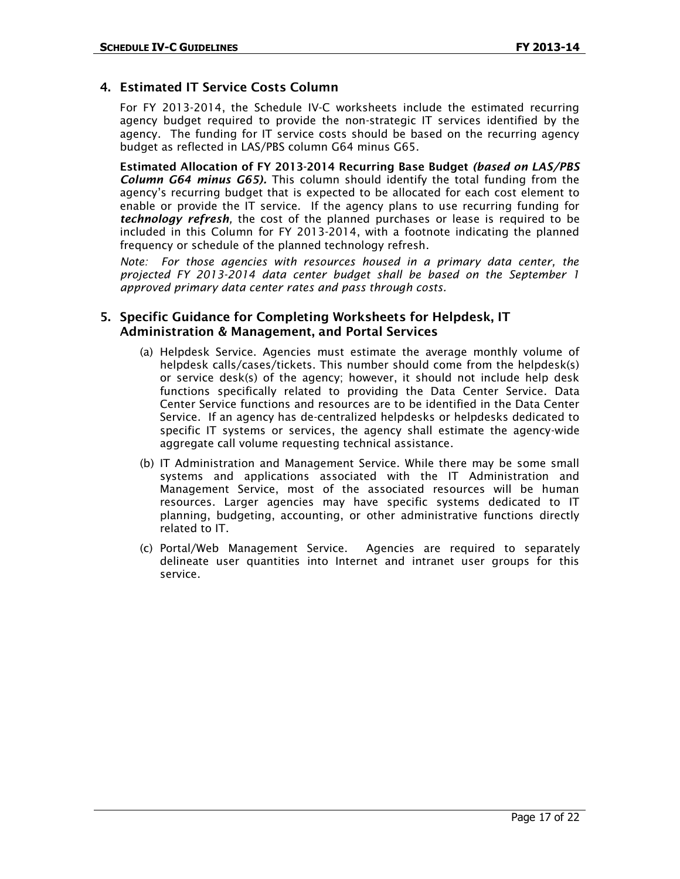## 4. Estimated IT Service Costs Column

For FY 2013-2014, the Schedule IV-C worksheets include the estimated recurring agency budget required to provide the non-strategic IT services identified by the agency. The funding for IT service costs should be based on the recurring agency budget as reflected in LAS/PBS column G64 minus G65.

**Estimated Allocation of FY 2013-2014 Recurring Base Budget *(based on LAS/PBS Column G64 minus G65).*** This column should identify the total funding from the agency's recurring budget that is expected to be allocated for each cost element to enable or provide the IT service. If the agency plans to use recurring funding for ***technology refresh***, the cost of the planned purchases or lease is required to be included in this Column for FY 2013-2014, with a footnote indicating the planned frequency or schedule of the planned technology refresh.

*Note: For those agencies with resources housed in a primary data center, the projected FY 2013-2014 data center budget shall be based on the September 1 approved primary data center rates and pass through costs.*

## 5. Specific Guidance for Completing Worksheets for Helpdesk, IT Administration & Management, and Portal Services

(a) Helpdesk Service. Agencies must estimate the average monthly volume of helpdesk calls/cases/tickets. This number should come from the helpdesk(s) or service desk(s) of the agency; however, it should not include help desk functions specifically related to providing the Data Center Service. Data Center Service functions and resources are to be identified in the Data Center Service. If an agency has de-centralized helpdesks or helpdesks dedicated to specific IT systems or services, the agency shall estimate the agency-wide aggregate call volume requesting technical assistance.

(b) IT Administration and Management Service. While there may be some small systems and applications associated with the IT Administration and Management Service, most of the associated resources will be human resources. Larger agencies may have specific systems dedicated to IT planning, budgeting, accounting, or other administrative functions directly related to IT.

(c) Portal/Web Management Service. Agencies are required to separately delineate user quantities into Internet and intranet user groups for this service.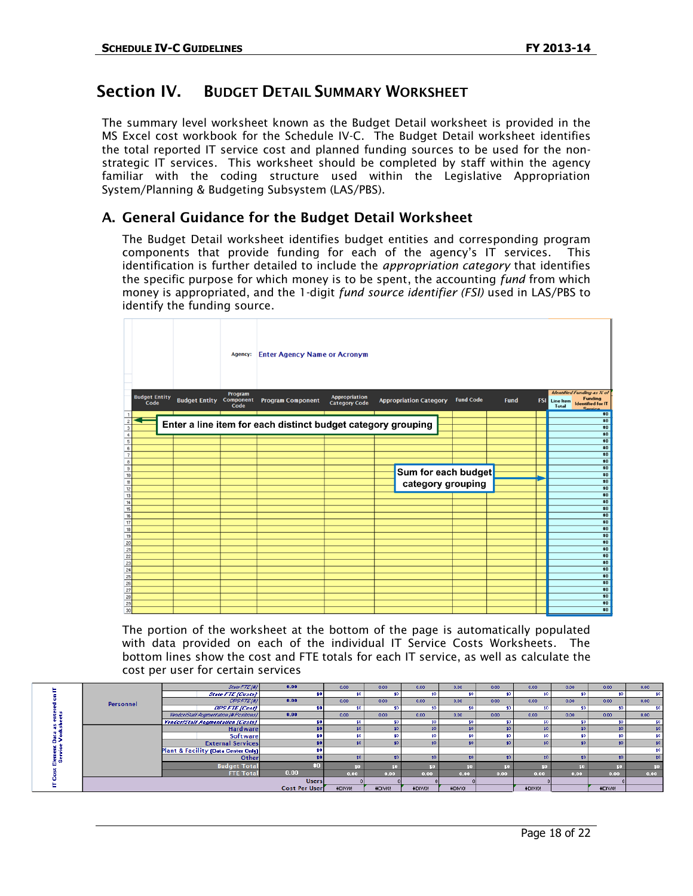# Section IV. BUDGET DETAIL SUMMARY WORKSHEET

The summary level worksheet known as the Budget Detail worksheet is provided in the MS Excel cost workbook for the Schedule IV-C. The Budget Detail worksheet identifies the total reported IT service cost and planned funding sources to be used for the non-strategic IT services. This worksheet should be completed by staff within the agency familiar with the coding structure used within the Legislative Appropriation System/Planning & Budgeting Subsystem (LAS/PBS).

## A. General Guidance for the Budget Detail Worksheet

The Budget Detail worksheet identifies budget entities and corresponding program components that provide funding for each of the agency's IT services. This identification is further detailed to include the *appropriation category* that identifies the specific purpose for which money is to be spent, the accounting *fund* from which money is appropriated, and the 1-digit *fund source identifier (FSI)* used in LAS/PBS to identify the funding source.

Agency: Enter Agency Name or Acronym

| | Budget Entity Code | Budget Entity | Program Component Code | Program Component | Appropriation Category Code | Appropriation Category | Fund Code | Fund | FSI | Line Item Total | Identified Funding as % of Funding Identified for IT Service |
|---|---|---|---|---|---|---|---|---|---|---|---|
| 1 | | | | | | | | | | $0 | |
| 2 | | | | | | | | | | $0 | |
| 3 | | | | | | | | | | $0 | |
| 4 | | | | | | | | | | $0 | |
| 5 | | | | | | | | | | $0 | |
| 6 | | | | | | | | | | $0 | |
| 7 | | | | | | | | | | $0 | |
| 8 | | | | | | | | | | $0 | |
| 9 | | | | | | | | | | $0 | |
| 10 | | | | | | | | | | $0 | |
| 11 | | | | | | | | | | $0 | |
| 12 | | | | | | | | | | $0 | |
| 13 | | | | | | | | | | $0 | |
| 14 | | | | | | | | | | $0 | |
| 15 | | | | | | | | | | $0 | |
| 16 | | | | | | | | | | $0 | |
| 17 | | | | | | | | | | $0 | |
| 18 | | | | | | | | | | $0 | |
| 19 | | | | | | | | | | $0 | |
| 20 | | | | | | | | | | $0 | |
| 21 | | | | | | | | | | $0 | |
| 22 | | | | | | | | | | $0 | |
| 23 | | | | | | | | | | $0 | |
| 24 | | | | | | | | | | $0 | |
| 25 | | | | | | | | | | $0 | |
| 26 | | | | | | | | | | $0 | |
| 27 | | | | | | | | | | $0 | |
| 28 | | | | | | | | | | $0 | |
| 29 | | | | | | | | | | $0 | |
| 30 | | | | | | | | | | $0 | |

Enter a line item for each distinct budget category grouping

Sum for each budget category grouping

The portion of the worksheet at the bottom of the page is automatically populated with data provided on each of the individual IT Service Costs Worksheets. The bottom lines show the cost and FTE totals for each IT service, as well as calculate the cost per user for certain services

| IT Cost Element Data as entered on IT Service Worksheets | | | | | | | | | | | | |
|---|---|---|---|---|---|---|---|---|---|---|---|---|
| Personnel | State FTE (#) | 0.00 | 0.00 | 0.00 | 0.00 | 0.00 | 0.00 | 0.00 | 0.00 | 0.00 | 0.00 |
| | State FTE (Costs) | $0 | $0 | $0 | $0 | $0 | $0 | $0 | $0 | $0 | $0 |
| | OPS FTE (#) | 0.00 | 0.00 | 0.00 | 0.00 | 0.00 | 0.00 | 0.00 | 0.00 | 0.00 | 0.00 |
| | OPS FTE (Cost) | $0 | $0 | $0 | $0 | $0 | $0 | $0 | $0 | $0 | $0 |
| | Vendor/Staff Augmentation (# Positions) | 0.00 | 0.00 | 0.00 | 0.00 | 0.00 | 0.00 | 0.00 | 0.00 | 0.00 | 0.00 |
| | Vendor/Staff Augmentation (Costs) | $0 | $0 | $0 | $0 | $0 | $0 | $0 | $0 | $0 | $0 |
| | Hardware | $0 | $0 | $0 | $0 | $0 | $0 | $0 | $0 | $0 | $0 |
| | Software | $0 | $0 | $0 | $0 | $0 | $0 | $0 | $0 | $0 | $0 |
| | External Services | $0 | $0 | $0 | $0 | $0 | $0 | $0 | $0 | $0 | $0 |
| | Plant & Facility (Data Center Only) | $0 | | | | | | | | | $0 |
| | Other | $0 | $0 | $0 | $0 | $0 | $0 | $0 | $0 | $0 | $0 |
| | Budget Total | $0 | $0 | $0 | $0 | $0 | $0 | $0 | $0 | $0 | $0 |
| | FTE Total | 0.00 | 0.00 | 0.00 | 0.00 | 0.00 | 0.00 | 0.00 | 0.00 | 0.00 | 0.00 |
| | Users | | 0 | 0 | 0 | 0 | | 0 | | 0 | |
| | Cost Per User | | #DIV/0! | #DIV/0! | #DIV/0! | #DIV/0! | | #DIV/0! | | #DIV/0! | |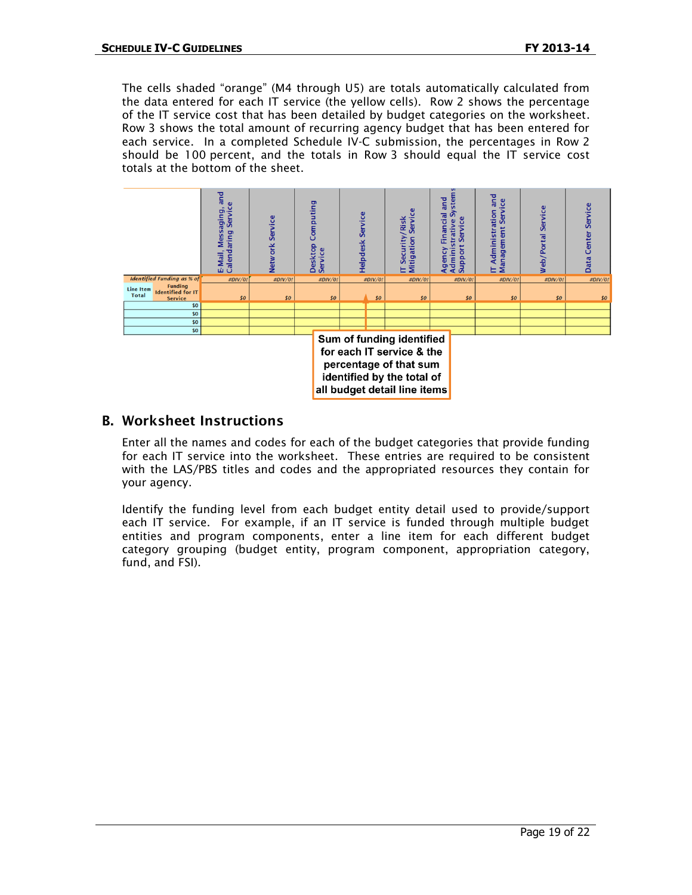The cells shaded "orange" (M4 through U5) are totals automatically calculated from the data entered for each IT service (the yellow cells). Row 2 shows the percentage of the IT service cost that has been detailed by budget categories on the worksheet. Row 3 shows the total amount of recurring agency budget that has been entered for each service. In a completed Schedule IV-C submission, the percentages in Row 2 should be 100 percent, and the totals in Row 3 should equal the IT service cost totals at the bottom of the sheet.

| | | E-Mail, Messaging, and Calendaring Service | Network Service | Desktop Computing Service | Helpdesk Service | IT Security/Risk Mitigation Service | Agency Financial and Administrative Systems Support Service | IT Administration and Management Service | Web/Portal Service | Data Center Service |
|---|---|---|---|---|---|---|---|---|---|---|
| *Identified Funding as % of* | | #DIV/0! | #DIV/0! | #DIV/0! | #DIV/0! | #DIV/0! | #DIV/0! | #DIV/0! | #DIV/0! | #DIV/0! |
| Line Item Total | Funding Identified for IT Service | $0 | $0 | $0 | $0 | $0 | $0 | $0 | $0 | $0 |
| | $0 | | | | | | | | | |
| | $0 | | | | | | | | | |
| | $0 | | | | | | | | | |
| | $0 | | | | | | | | | |

Sum of funding identified for each IT service & the percentage of that sum identified by the total of all budget detail line items

## B. Worksheet Instructions

Enter all the names and codes for each of the budget categories that provide funding for each IT service into the worksheet. These entries are required to be consistent with the LAS/PBS titles and codes and the appropriated resources they contain for your agency.

Identify the funding level from each budget entity detail used to provide/support each IT service. For example, if an IT service is funded through multiple budget entities and program components, enter a line item for each different budget category grouping (budget entity, program component, appropriation category, fund, and FSI).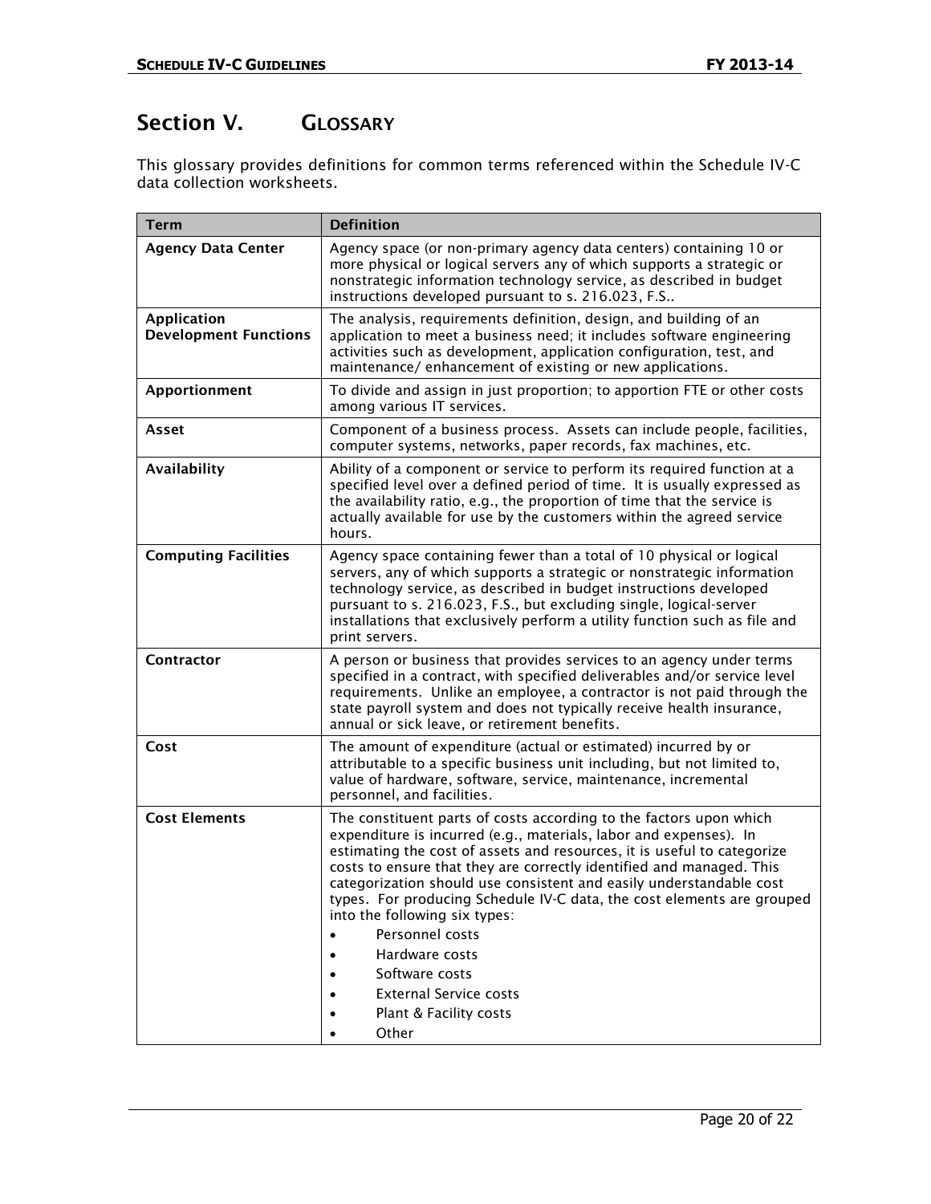# Section V. GLOSSARY

This glossary provides definitions for common terms referenced within the Schedule IV-C data collection worksheets.

| Term | Definition |
|---|---|
| **Agency Data Center** | Agency space (or non-primary agency data centers) containing 10 or more physical or logical servers any of which supports a strategic or nonstrategic information technology service, as described in budget instructions developed pursuant to s. 216.023, F.S.. |
| **Application Development Functions** | The analysis, requirements definition, design, and building of an application to meet a business need; it includes software engineering activities such as development, application configuration, test, and maintenance/ enhancement of existing or new applications. |
| **Apportionment** | To divide and assign in just proportion; to apportion FTE or other costs among various IT services. |
| **Asset** | Component of a business process. Assets can include people, facilities, computer systems, networks, paper records, fax machines, etc. |
| **Availability** | Ability of a component or service to perform its required function at a specified level over a defined period of time. It is usually expressed as the availability ratio, e.g., the proportion of time that the service is actually available for use by the customers within the agreed service hours. |
| **Computing Facilities** | Agency space containing fewer than a total of 10 physical or logical servers, any of which supports a strategic or nonstrategic information technology service, as described in budget instructions developed pursuant to s. 216.023, F.S., but excluding single, logical-server installations that exclusively perform a utility function such as file and print servers. |
| **Contractor** | A person or business that provides services to an agency under terms specified in a contract, with specified deliverables and/or service level requirements. Unlike an employee, a contractor is not paid through the state payroll system and does not typically receive health insurance, annual or sick leave, or retirement benefits. |
| **Cost** | The amount of expenditure (actual or estimated) incurred by or attributable to a specific business unit including, but not limited to, value of hardware, software, service, maintenance, incremental personnel, and facilities. |
| **Cost Elements** | The constituent parts of costs according to the factors upon which expenditure is incurred (e.g., materials, labor and expenses). In estimating the cost of assets and resources, it is useful to categorize costs to ensure that they are correctly identified and managed. This categorization should use consistent and easily understandable cost types. For producing Schedule IV-C data, the cost elements are grouped into the following six types:<br>• Personnel costs<br>• Hardware costs<br>• Software costs<br>• External Service costs<br>• Plant & Facility costs<br>• Other |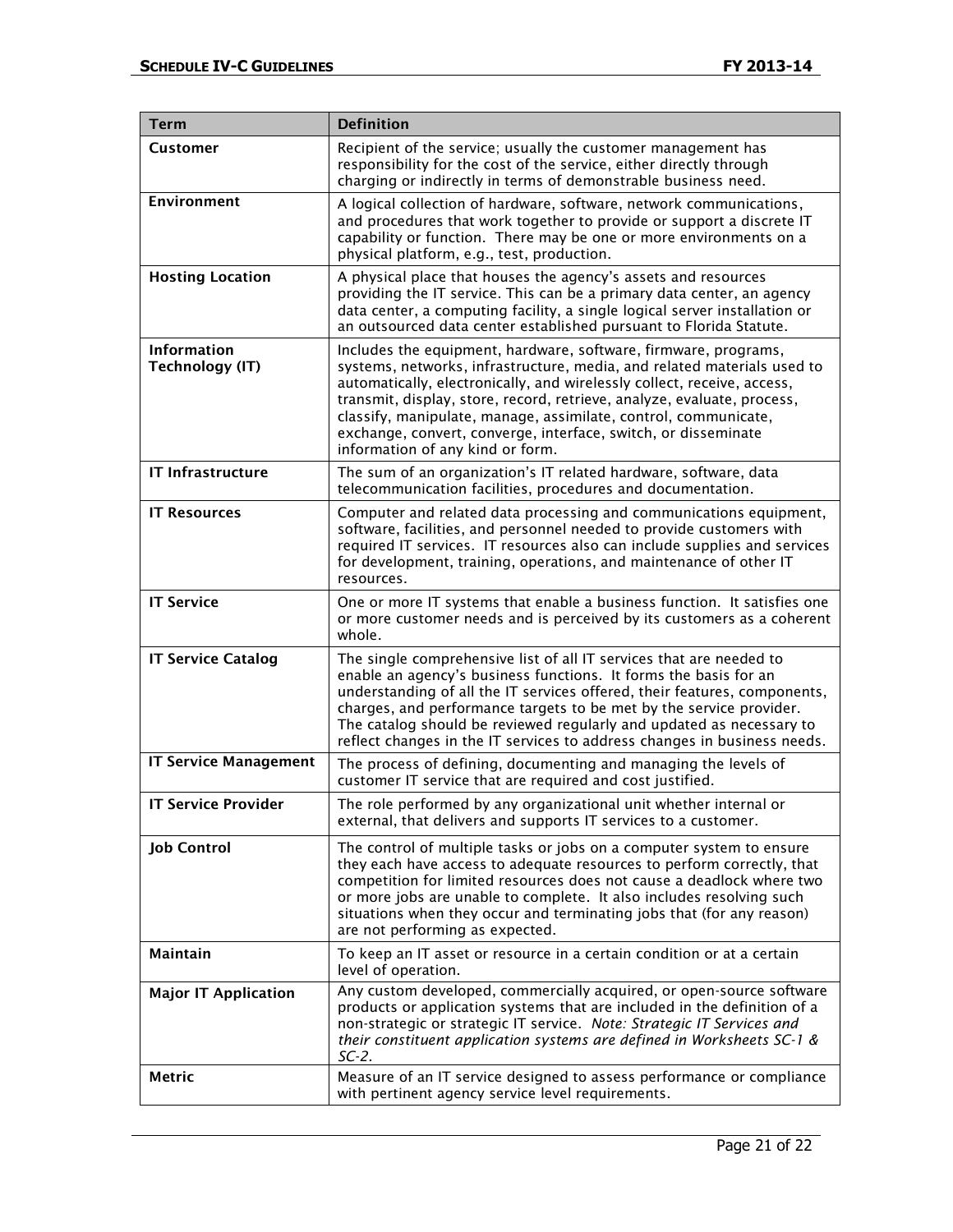| Term | Definition |
|---|---|
| **Customer** | Recipient of the service; usually the customer management has responsibility for the cost of the service, either directly through charging or indirectly in terms of demonstrable business need. |
| **Environment** | A logical collection of hardware, software, network communications, and procedures that work together to provide or support a discrete IT capability or function. There may be one or more environments on a physical platform, e.g., test, production. |
| **Hosting Location** | A physical place that houses the agency's assets and resources providing the IT service. This can be a primary data center, an agency data center, a computing facility, a single logical server installation or an outsourced data center established pursuant to Florida Statute. |
| **Information Technology (IT)** | Includes the equipment, hardware, software, firmware, programs, systems, networks, infrastructure, media, and related materials used to automatically, electronically, and wirelessly collect, receive, access, transmit, display, store, record, retrieve, analyze, evaluate, process, classify, manipulate, manage, assimilate, control, communicate, exchange, convert, converge, interface, switch, or disseminate information of any kind or form. |
| **IT Infrastructure** | The sum of an organization's IT related hardware, software, data telecommunication facilities, procedures and documentation. |
| **IT Resources** | Computer and related data processing and communications equipment, software, facilities, and personnel needed to provide customers with required IT services. IT resources also can include supplies and services for development, training, operations, and maintenance of other IT resources. |
| **IT Service** | One or more IT systems that enable a business function. It satisfies one or more customer needs and is perceived by its customers as a coherent whole. |
| **IT Service Catalog** | The single comprehensive list of all IT services that are needed to enable an agency's business functions. It forms the basis for an understanding of all the IT services offered, their features, components, charges, and performance targets to be met by the service provider. The catalog should be reviewed regularly and updated as necessary to reflect changes in the IT services to address changes in business needs. |
| **IT Service Management** | The process of defining, documenting and managing the levels of customer IT service that are required and cost justified. |
| **IT Service Provider** | The role performed by any organizational unit whether internal or external, that delivers and supports IT services to a customer. |
| **Job Control** | The control of multiple tasks or jobs on a computer system to ensure they each have access to adequate resources to perform correctly, that competition for limited resources does not cause a deadlock where two or more jobs are unable to complete. It also includes resolving such situations when they occur and terminating jobs that (for any reason) are not performing as expected. |
| **Maintain** | To keep an IT asset or resource in a certain condition or at a certain level of operation. |
| **Major IT Application** | Any custom developed, commercially acquired, or open-source software products or application systems that are included in the definition of a non-strategic or strategic IT service. *Note: Strategic IT Services and their constituent application systems are defined in Worksheets SC-1 & SC-2.* |
| **Metric** | Measure of an IT service designed to assess performance or compliance with pertinent agency service level requirements. |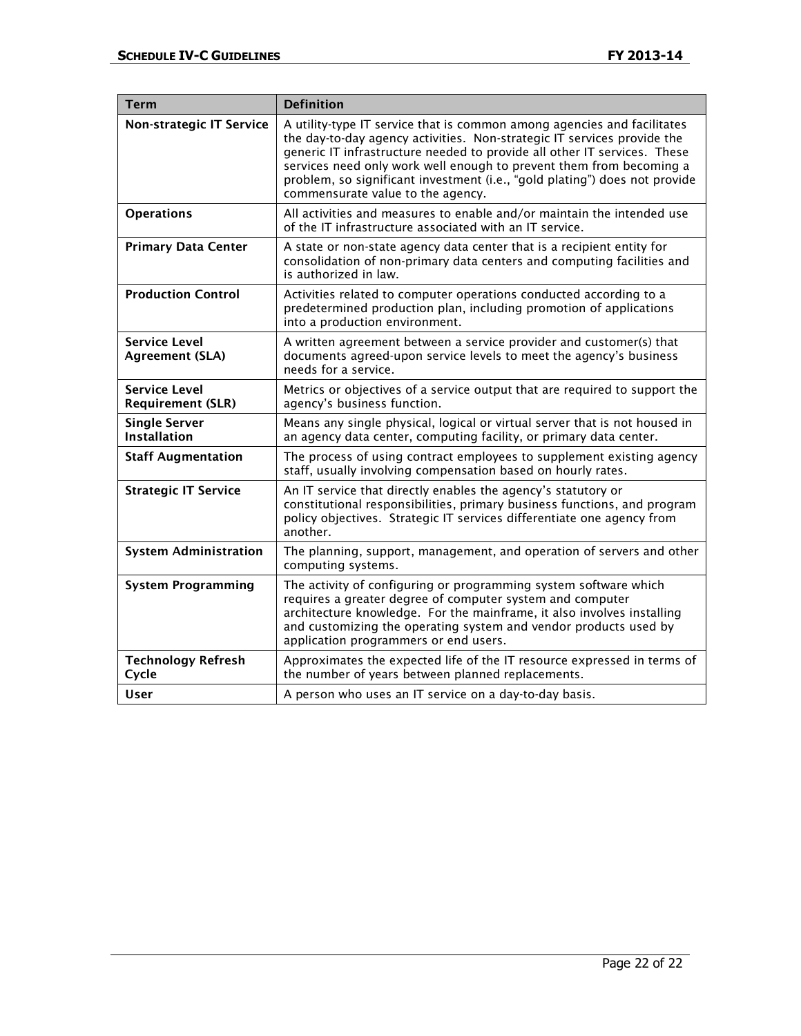| Term | Definition |
|---|---|
| **Non-strategic IT Service** | A utility-type IT service that is common among agencies and facilitates the day-to-day agency activities. Non-strategic IT services provide the generic IT infrastructure needed to provide all other IT services. These services need only work well enough to prevent them from becoming a problem, so significant investment (i.e., "gold plating") does not provide commensurate value to the agency. |
| **Operations** | All activities and measures to enable and/or maintain the intended use of the IT infrastructure associated with an IT service. |
| **Primary Data Center** | A state or non-state agency data center that is a recipient entity for consolidation of non-primary data centers and computing facilities and is authorized in law. |
| **Production Control** | Activities related to computer operations conducted according to a predetermined production plan, including promotion of applications into a production environment. |
| **Service Level Agreement (SLA)** | A written agreement between a service provider and customer(s) that documents agreed-upon service levels to meet the agency's business needs for a service. |
| **Service Level Requirement (SLR)** | Metrics or objectives of a service output that are required to support the agency's business function. |
| **Single Server Installation** | Means any single physical, logical or virtual server that is not housed in an agency data center, computing facility, or primary data center. |
| **Staff Augmentation** | The process of using contract employees to supplement existing agency staff, usually involving compensation based on hourly rates. |
| **Strategic IT Service** | An IT service that directly enables the agency's statutory or constitutional responsibilities, primary business functions, and program policy objectives. Strategic IT services differentiate one agency from another. |
| **System Administration** | The planning, support, management, and operation of servers and other computing systems. |
| **System Programming** | The activity of configuring or programming system software which requires a greater degree of computer system and computer architecture knowledge. For the mainframe, it also involves installing and customizing the operating system and vendor products used by application programmers or end users. |
| **Technology Refresh Cycle** | Approximates the expected life of the IT resource expressed in terms of the number of years between planned replacements. |
| **User** | A person who uses an IT service on a day-to-day basis. |